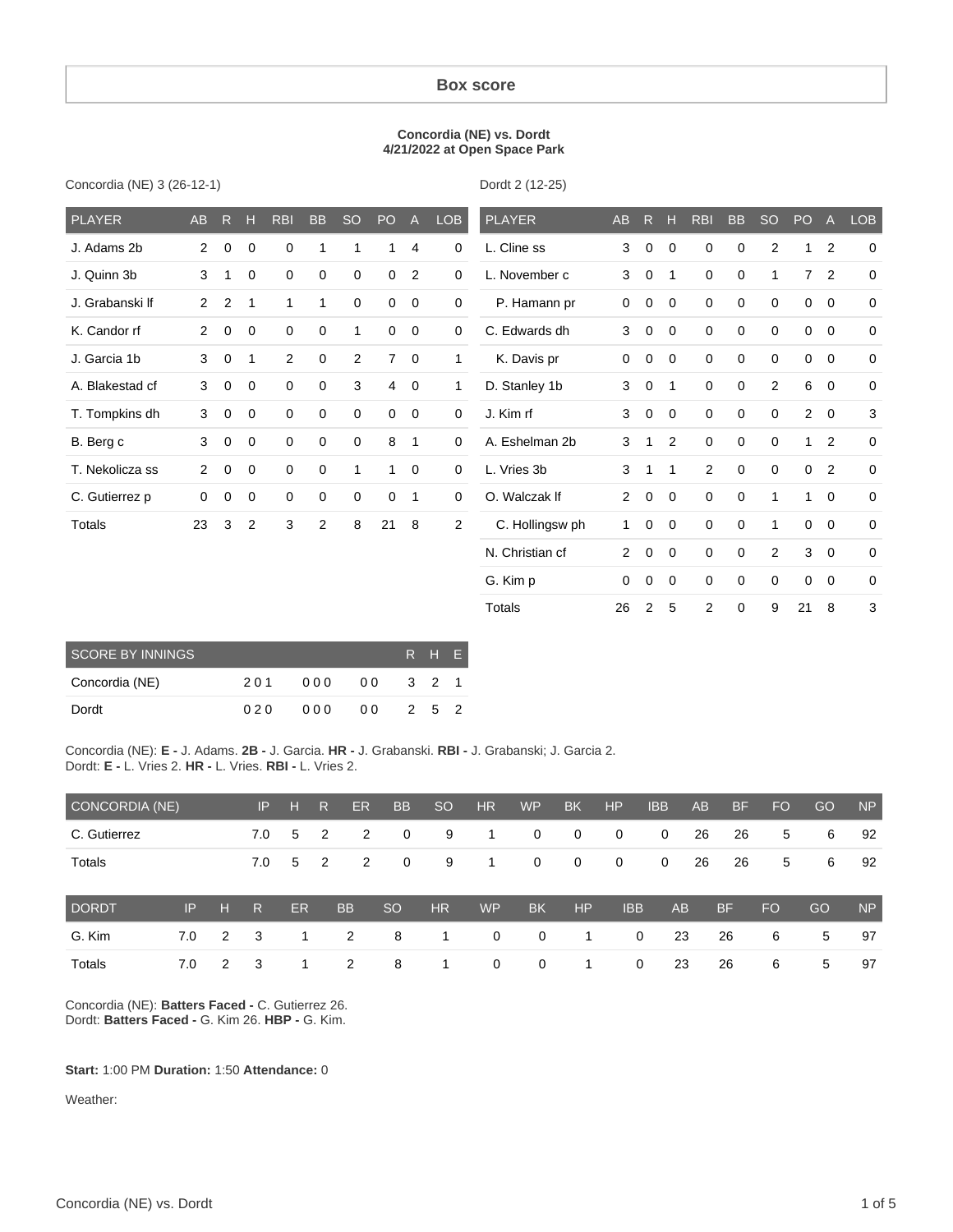# Box score

**Concordia (NE) vs. Dordt**
**4/21/2022 at Open Space Park**

Concordia (NE) 3 (26-12-1)

| PLAYER | AB | R | H | RBI | BB | SO | PO | A | LOB |
|---|---|---|---|---|---|---|---|---|---|
| J. Adams 2b | 2 | 0 | 0 | 0 | 1 | 1 | 1 | 4 | 0 |
| J. Quinn 3b | 3 | 1 | 0 | 0 | 0 | 0 | 0 | 2 | 0 |
| J. Grabanski lf | 2 | 2 | 1 | 1 | 1 | 0 | 0 | 0 | 0 |
| K. Candor rf | 2 | 0 | 0 | 0 | 0 | 1 | 0 | 0 | 0 |
| J. Garcia 1b | 3 | 0 | 1 | 2 | 0 | 2 | 7 | 0 | 1 |
| A. Blakestad cf | 3 | 0 | 0 | 0 | 0 | 3 | 4 | 0 | 1 |
| T. Tompkins dh | 3 | 0 | 0 | 0 | 0 | 0 | 0 | 0 | 0 |
| B. Berg c | 3 | 0 | 0 | 0 | 0 | 0 | 8 | 1 | 0 |
| T. Nekolicza ss | 2 | 0 | 0 | 0 | 0 | 1 | 1 | 0 | 0 |
| C. Gutierrez p | 0 | 0 | 0 | 0 | 0 | 0 | 0 | 1 | 0 |
| Totals | 23 | 3 | 2 | 3 | 2 | 8 | 21 | 8 | 2 |

Dordt 2 (12-25)

| PLAYER | AB | R | H | RBI | BB | SO | PO | A | LOB |
|---|---|---|---|---|---|---|---|---|---|
| L. Cline ss | 3 | 0 | 0 | 0 | 0 | 2 | 1 | 2 | 0 |
| L. November c | 3 | 0 | 1 | 0 | 0 | 1 | 7 | 2 | 0 |
| P. Hamann pr | 0 | 0 | 0 | 0 | 0 | 0 | 0 | 0 | 0 |
| C. Edwards dh | 3 | 0 | 0 | 0 | 0 | 0 | 0 | 0 | 0 |
| K. Davis pr | 0 | 0 | 0 | 0 | 0 | 0 | 0 | 0 | 0 |
| D. Stanley 1b | 3 | 0 | 1 | 0 | 0 | 2 | 6 | 0 | 0 |
| J. Kim rf | 3 | 0 | 0 | 0 | 0 | 0 | 2 | 0 | 3 |
| A. Eshelman 2b | 3 | 1 | 2 | 0 | 0 | 0 | 1 | 2 | 0 |
| L. Vries 3b | 3 | 1 | 1 | 2 | 0 | 0 | 0 | 2 | 0 |
| O. Walczak lf | 2 | 0 | 0 | 0 | 0 | 1 | 1 | 0 | 0 |
| C. Hollingsw ph | 1 | 0 | 0 | 0 | 0 | 1 | 0 | 0 | 0 |
| N. Christian cf | 2 | 0 | 0 | 0 | 0 | 2 | 3 | 0 | 0 |
| G. Kim p | 0 | 0 | 0 | 0 | 0 | 0 | 0 | 0 | 0 |
| Totals | 26 | 2 | 5 | 2 | 0 | 9 | 21 | 8 | 3 |

| SCORE BY INNINGS | | | | R | H | E |
|---|---|---|---|---|---|---|
| Concordia (NE) | 201 | 000 | 00 | 3 | 2 | 1 |
| Dordt | 020 | 000 | 00 | 2 | 5 | 2 |

Concordia (NE): **E -** J. Adams. **2B -** J. Garcia. **HR -** J. Grabanski. **RBI -** J. Grabanski; J. Garcia 2.
Dordt: **E -** L. Vries 2. **HR -** L. Vries. **RBI -** L. Vries 2.

| CONCORDIA (NE) | IP | H | R | ER | BB | SO | HR | WP | BK | HP | IBB | AB | BF | FO | GO | NP |
|---|---|---|---|---|---|---|---|---|---|---|---|---|---|---|---|---|
| C. Gutierrez | 7.0 | 5 | 2 | 2 | 0 | 9 | 1 | 0 | 0 | 0 | 0 | 26 | 26 | 5 | 6 | 92 |
| Totals | 7.0 | 5 | 2 | 2 | 0 | 9 | 1 | 0 | 0 | 0 | 0 | 26 | 26 | 5 | 6 | 92 |

| DORDT | IP | H | R | ER | BB | SO | HR | WP | BK | HP | IBB | AB | BF | FO | GO | NP |
|---|---|---|---|---|---|---|---|---|---|---|---|---|---|---|---|---|
| G. Kim | 7.0 | 2 | 3 | 1 | 2 | 8 | 1 | 0 | 0 | 1 | 0 | 23 | 26 | 6 | 5 | 97 |
| Totals | 7.0 | 2 | 3 | 1 | 2 | 8 | 1 | 0 | 0 | 1 | 0 | 23 | 26 | 6 | 5 | 97 |

Concordia (NE): **Batters Faced -** C. Gutierrez 26.
Dordt: **Batters Faced -** G. Kim 26. **HBP -** G. Kim.

**Start:** 1:00 PM **Duration:** 1:50 **Attendance:** 0

Weather: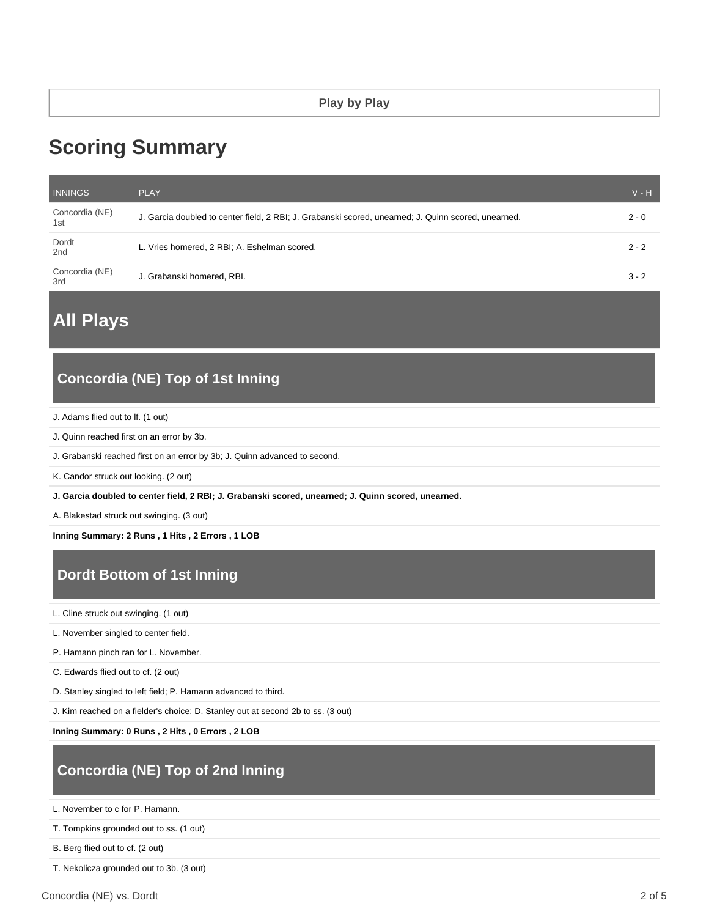Play by Play

# Scoring Summary

| INNINGS | PLAY | V - H |
|---|---|---|
| Concordia (NE) 1st | J. Garcia doubled to center field, 2 RBI; J. Grabanski scored, unearned; J. Quinn scored, unearned. | 2 - 0 |
| Dordt 2nd | L. Vries homered, 2 RBI; A. Eshelman scored. | 2 - 2 |
| Concordia (NE) 3rd | J. Grabanski homered, RBI. | 3 - 2 |

# All Plays

## Concordia (NE) Top of 1st Inning

J. Adams flied out to lf. (1 out)

J. Quinn reached first on an error by 3b.

J. Grabanski reached first on an error by 3b; J. Quinn advanced to second.

K. Candor struck out looking. (2 out)

**J. Garcia doubled to center field, 2 RBI; J. Grabanski scored, unearned; J. Quinn scored, unearned.**

A. Blakestad struck out swinging. (3 out)

**Inning Summary: 2 Runs , 1 Hits , 2 Errors , 1 LOB**

## Dordt Bottom of 1st Inning

L. Cline struck out swinging. (1 out)

L. November singled to center field.

P. Hamann pinch ran for L. November.

C. Edwards flied out to cf. (2 out)

D. Stanley singled to left field; P. Hamann advanced to third.

J. Kim reached on a fielder's choice; D. Stanley out at second 2b to ss. (3 out)

**Inning Summary: 0 Runs , 2 Hits , 0 Errors , 2 LOB**

## Concordia (NE) Top of 2nd Inning

L. November to c for P. Hamann.

T. Tompkins grounded out to ss. (1 out)

B. Berg flied out to cf. (2 out)

T. Nekolicza grounded out to 3b. (3 out)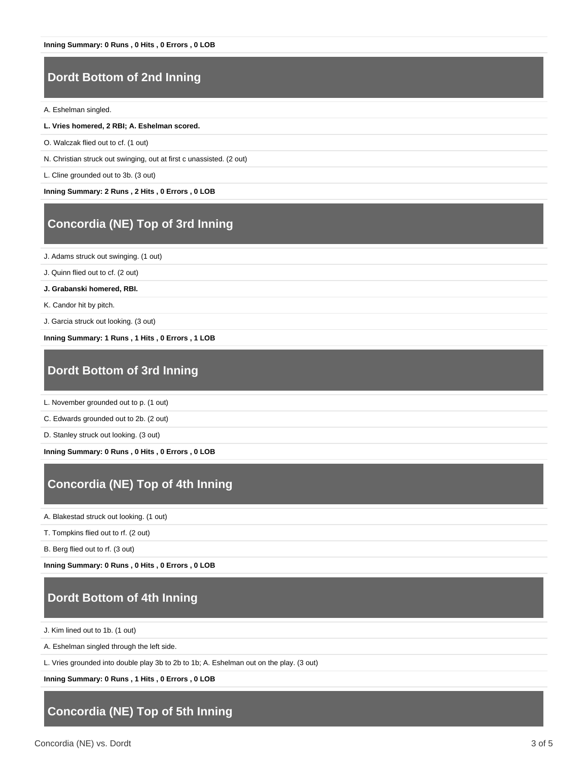**Inning Summary: 0 Runs , 0 Hits , 0 Errors , 0 LOB**

## Dordt Bottom of 2nd Inning

A. Eshelman singled.

**L. Vries homered, 2 RBI; A. Eshelman scored.**

O. Walczak flied out to cf. (1 out)

N. Christian struck out swinging, out at first c unassisted. (2 out)

L. Cline grounded out to 3b. (3 out)

**Inning Summary: 2 Runs , 2 Hits , 0 Errors , 0 LOB**

## Concordia (NE) Top of 3rd Inning

J. Adams struck out swinging. (1 out)

J. Quinn flied out to cf. (2 out)

**J. Grabanski homered, RBI.**

K. Candor hit by pitch.

J. Garcia struck out looking. (3 out)

**Inning Summary: 1 Runs , 1 Hits , 0 Errors , 1 LOB**

## Dordt Bottom of 3rd Inning

L. November grounded out to p. (1 out)

C. Edwards grounded out to 2b. (2 out)

D. Stanley struck out looking. (3 out)

**Inning Summary: 0 Runs , 0 Hits , 0 Errors , 0 LOB**

## Concordia (NE) Top of 4th Inning

A. Blakestad struck out looking. (1 out)

T. Tompkins flied out to rf. (2 out)

B. Berg flied out to rf. (3 out)

**Inning Summary: 0 Runs , 0 Hits , 0 Errors , 0 LOB**

## Dordt Bottom of 4th Inning

J. Kim lined out to 1b. (1 out)

A. Eshelman singled through the left side.

L. Vries grounded into double play 3b to 2b to 1b; A. Eshelman out on the play. (3 out)

**Inning Summary: 0 Runs , 1 Hits , 0 Errors , 0 LOB**

## Concordia (NE) Top of 5th Inning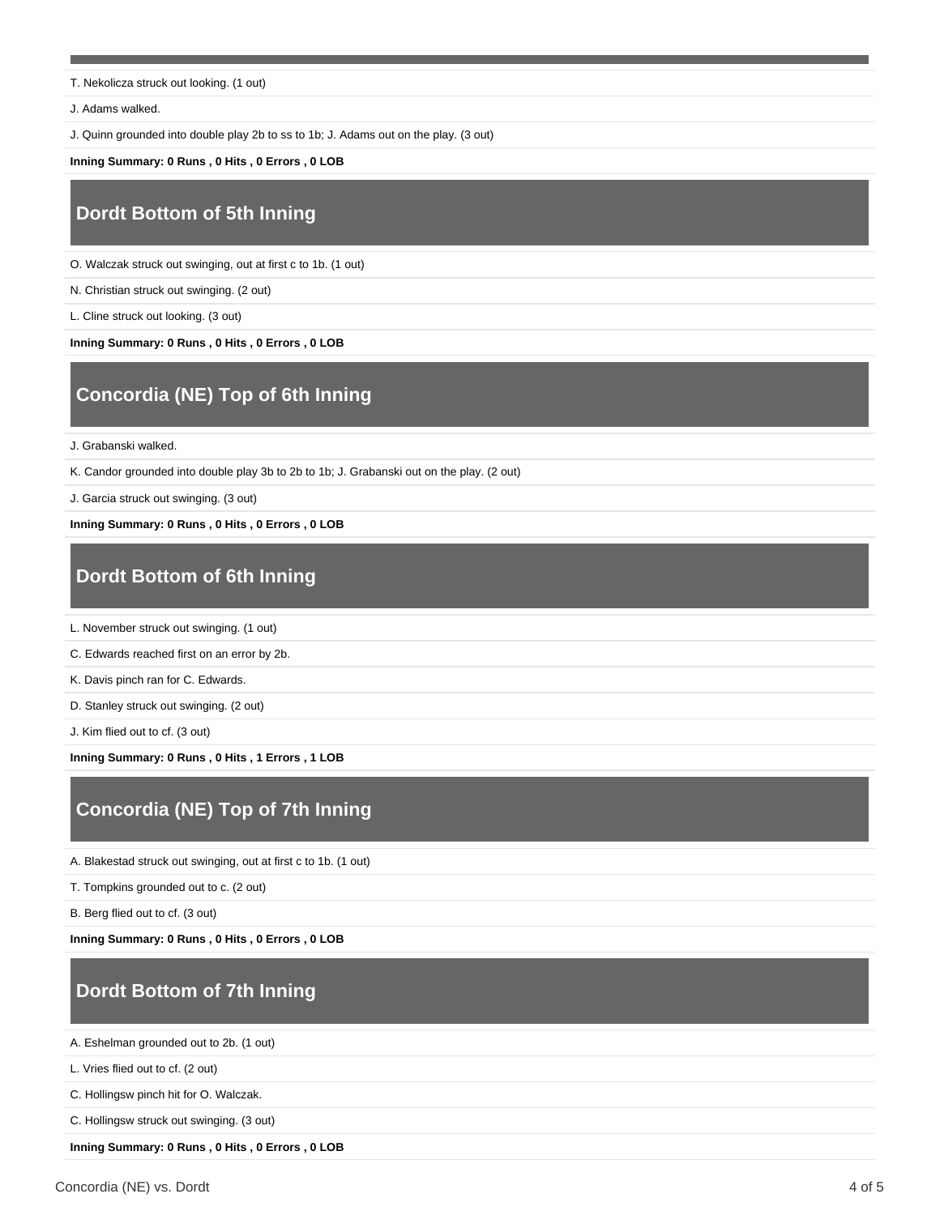T. Nekolicza struck out looking. (1 out)

J. Adams walked.

J. Quinn grounded into double play 2b to ss to 1b; J. Adams out on the play. (3 out)

**Inning Summary: 0 Runs , 0 Hits , 0 Errors , 0 LOB**

## Dordt Bottom of 5th Inning

O. Walczak struck out swinging, out at first c to 1b. (1 out)

N. Christian struck out swinging. (2 out)

L. Cline struck out looking. (3 out)

**Inning Summary: 0 Runs , 0 Hits , 0 Errors , 0 LOB**

## Concordia (NE) Top of 6th Inning

J. Grabanski walked.

K. Candor grounded into double play 3b to 2b to 1b; J. Grabanski out on the play. (2 out)

J. Garcia struck out swinging. (3 out)

**Inning Summary: 0 Runs , 0 Hits , 0 Errors , 0 LOB**

## Dordt Bottom of 6th Inning

L. November struck out swinging. (1 out)

C. Edwards reached first on an error by 2b.

K. Davis pinch ran for C. Edwards.

D. Stanley struck out swinging. (2 out)

J. Kim flied out to cf. (3 out)

**Inning Summary: 0 Runs , 0 Hits , 1 Errors , 1 LOB**

## Concordia (NE) Top of 7th Inning

A. Blakestad struck out swinging, out at first c to 1b. (1 out)

T. Tompkins grounded out to c. (2 out)

B. Berg flied out to cf. (3 out)

**Inning Summary: 0 Runs , 0 Hits , 0 Errors , 0 LOB**

## Dordt Bottom of 7th Inning

A. Eshelman grounded out to 2b. (1 out)

L. Vries flied out to cf. (2 out)

C. Hollingsw pinch hit for O. Walczak.

C. Hollingsw struck out swinging. (3 out)

**Inning Summary: 0 Runs , 0 Hits , 0 Errors , 0 LOB**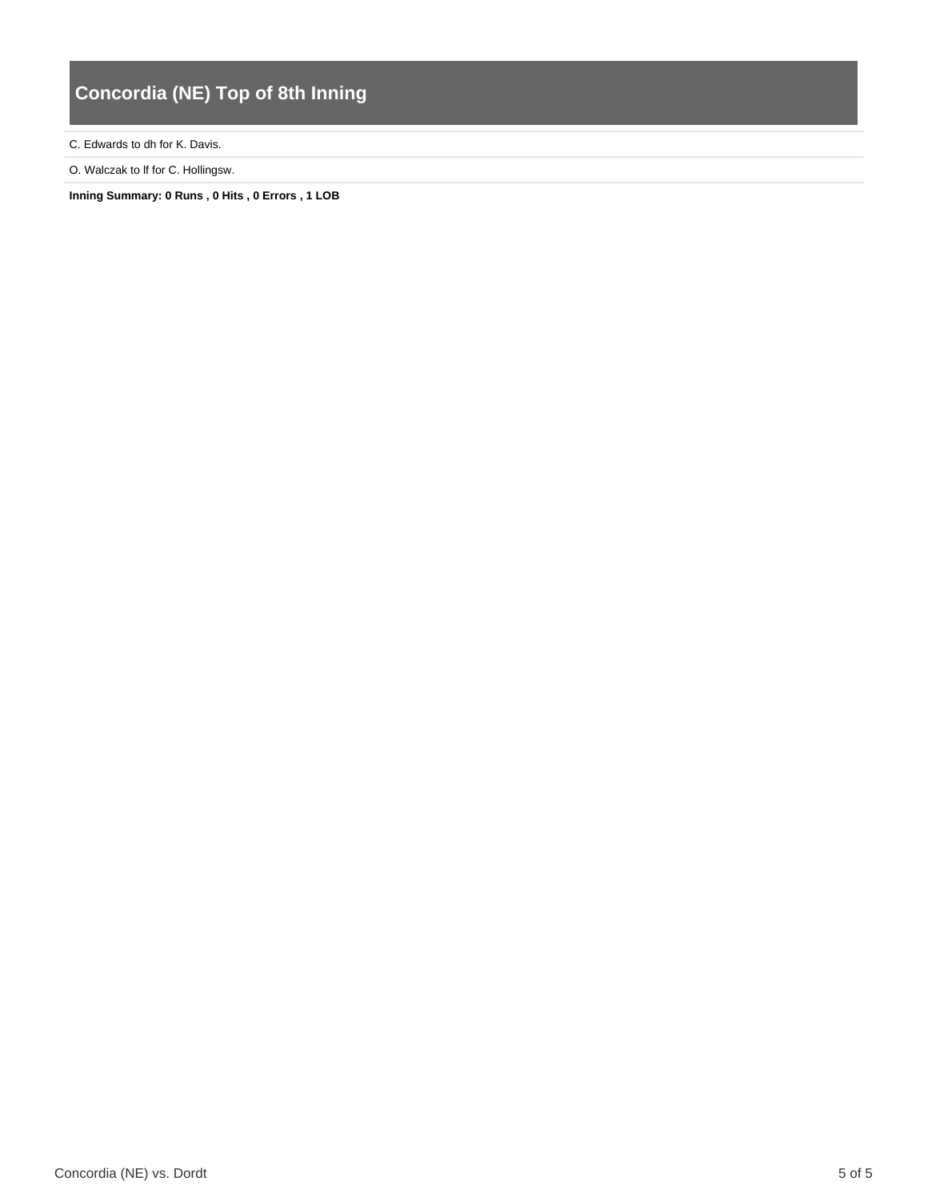## Concordia (NE) Top of 8th Inning

C. Edwards to dh for K. Davis.

O. Walczak to lf for C. Hollingsw.

**Inning Summary: 0 Runs , 0 Hits , 0 Errors , 1 LOB**